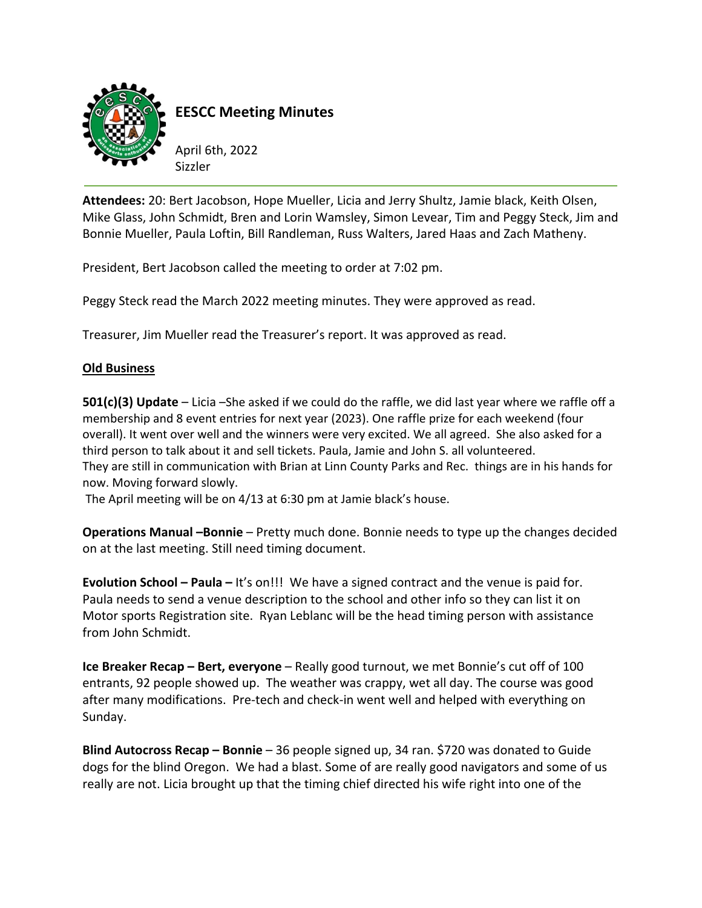# EESCC Meeting Minutes

April 6th, 2022
Sizzler

**Attendees:** 20: Bert Jacobson, Hope Mueller, Licia and Jerry Shultz, Jamie black, Keith Olsen, Mike Glass, John Schmidt, Bren and Lorin Wamsley, Simon Levear, Tim and Peggy Steck, Jim and Bonnie Mueller, Paula Loftin, Bill Randleman, Russ Walters, Jared Haas and Zach Matheny.

President, Bert Jacobson called the meeting to order at 7:02 pm.

Peggy Steck read the March 2022 meeting minutes. They were approved as read.

Treasurer, Jim Mueller read the Treasurer's report. It was approved as read.

## Old Business

**501(c)(3) Update** – Licia –She asked if we could do the raffle, we did last year where we raffle off a membership and 8 event entries for next year (2023). One raffle prize for each weekend (four overall). It went over well and the winners were very excited. We all agreed. She also asked for a third person to talk about it and sell tickets. Paula, Jamie and John S. all volunteered.
They are still in communication with Brian at Linn County Parks and Rec. things are in his hands for now. Moving forward slowly.
The April meeting will be on 4/13 at 6:30 pm at Jamie black's house.

**Operations Manual –Bonnie** – Pretty much done. Bonnie needs to type up the changes decided on at the last meeting. Still need timing document.

**Evolution School – Paula –** It's on!!! We have a signed contract and the venue is paid for. Paula needs to send a venue description to the school and other info so they can list it on Motor sports Registration site. Ryan Leblanc will be the head timing person with assistance from John Schmidt.

**Ice Breaker Recap – Bert, everyone** – Really good turnout, we met Bonnie's cut off of 100 entrants, 92 people showed up. The weather was crappy, wet all day. The course was good after many modifications. Pre-tech and check-in went well and helped with everything on Sunday.

**Blind Autocross Recap – Bonnie** – 36 people signed up, 34 ran. $720 was donated to Guide dogs for the blind Oregon. We had a blast. Some of are really good navigators and some of us really are not. Licia brought up that the timing chief directed his wife right into one of the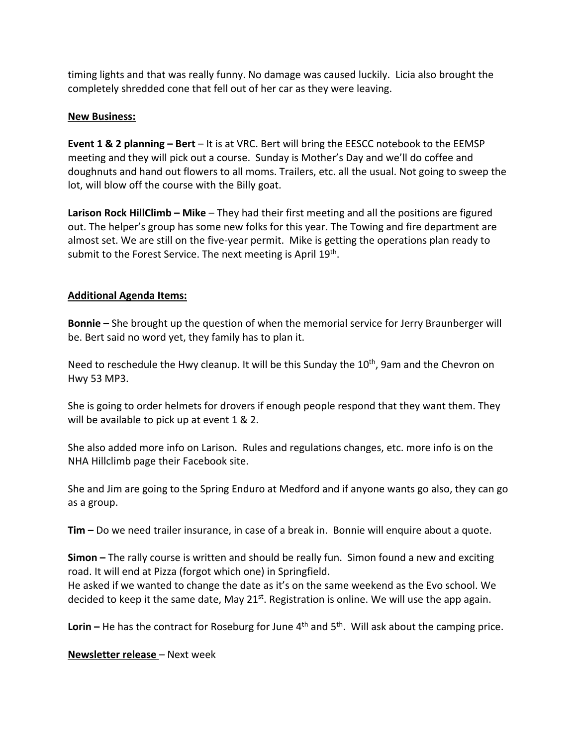timing lights and that was really funny. No damage was caused luckily. Licia also brought the completely shredded cone that fell out of her car as they were leaving.

**New Business:**

**Event 1 & 2 planning – Bert** – It is at VRC. Bert will bring the EESCC notebook to the EEMSP meeting and they will pick out a course. Sunday is Mother's Day and we'll do coffee and doughnuts and hand out flowers to all moms. Trailers, etc. all the usual. Not going to sweep the lot, will blow off the course with the Billy goat.

**Larison Rock HillClimb – Mike** – They had their first meeting and all the positions are figured out. The helper's group has some new folks for this year. The Towing and fire department are almost set. We are still on the five-year permit. Mike is getting the operations plan ready to submit to the Forest Service. The next meeting is April 19th.

**Additional Agenda Items:**

**Bonnie –** She brought up the question of when the memorial service for Jerry Braunberger will be. Bert said no word yet, they family has to plan it.

Need to reschedule the Hwy cleanup. It will be this Sunday the 10th, 9am and the Chevron on Hwy 53 MP3.

She is going to order helmets for drovers if enough people respond that they want them. They will be available to pick up at event 1 & 2.

She also added more info on Larison. Rules and regulations changes, etc. more info is on the NHA Hillclimb page their Facebook site.

She and Jim are going to the Spring Enduro at Medford and if anyone wants go also, they can go as a group.

**Tim –** Do we need trailer insurance, in case of a break in. Bonnie will enquire about a quote.

**Simon –** The rally course is written and should be really fun. Simon found a new and exciting road. It will end at Pizza (forgot which one) in Springfield.
He asked if we wanted to change the date as it's on the same weekend as the Evo school. We decided to keep it the same date, May 21st. Registration is online. We will use the app again.

**Lorin –** He has the contract for Roseburg for June 4th and 5th. Will ask about the camping price.

**Newsletter release** – Next week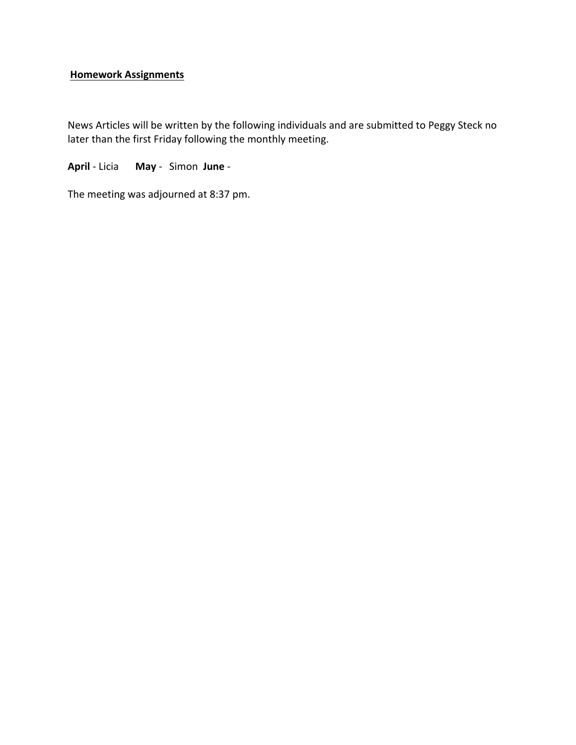**Homework Assignments**

News Articles will be written by the following individuals and are submitted to Peggy Steck no later than the first Friday following the monthly meeting.

**April** - Licia **May** - Simon **June** -

The meeting was adjourned at 8:37 pm.